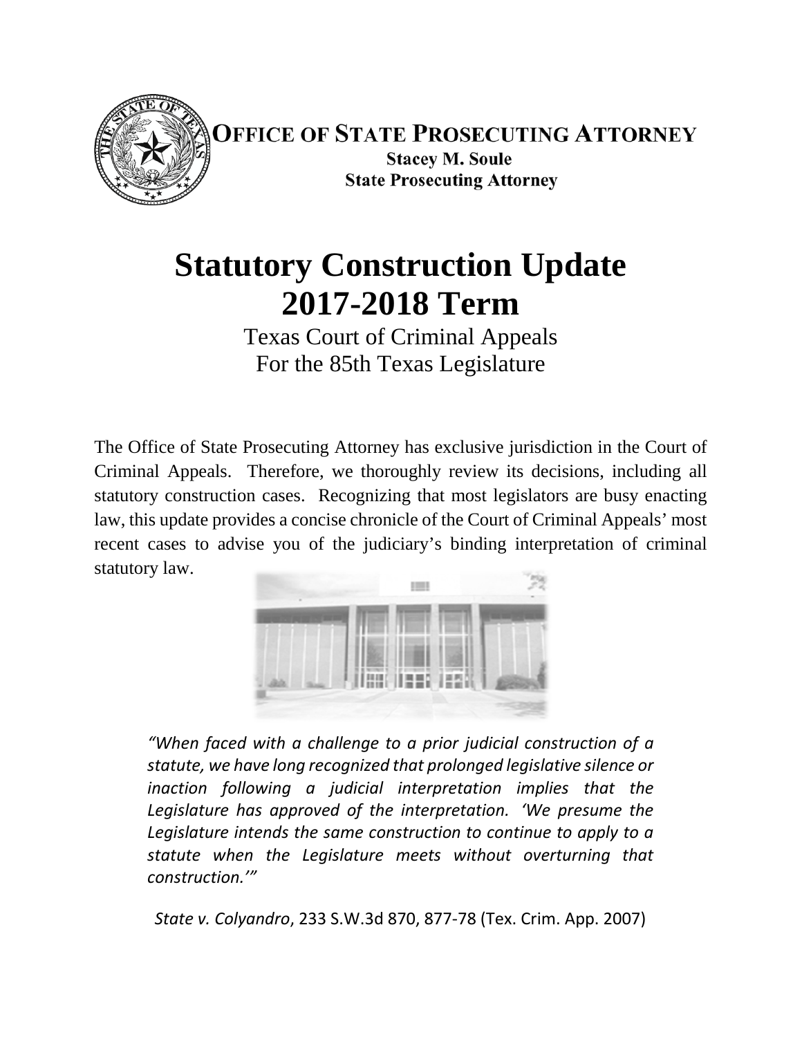**OFFICE OF STATE PROSECUTING ATTORNEY**

**Stacey M. Soule**

**State Prosecuting Attorney**

# Statutory Construction Update 2017-2018 Term

Texas Court of Criminal Appeals
For the 85th Texas Legislature

The Office of State Prosecuting Attorney has exclusive jurisdiction in the Court of Criminal Appeals. Therefore, we thoroughly review its decisions, including all statutory construction cases. Recognizing that most legislators are busy enacting law, this update provides a concise chronicle of the Court of Criminal Appeals' most recent cases to advise you of the judiciary's binding interpretation of criminal statutory law.

*"When faced with a challenge to a prior judicial construction of a statute, we have long recognized that prolonged legislative silence or inaction following a judicial interpretation implies that the Legislature has approved of the interpretation. 'We presume the Legislature intends the same construction to continue to apply to a statute when the Legislature meets without overturning that construction.'"*

*State v. Colyandro*, 233 S.W.3d 870, 877-78 (Tex. Crim. App. 2007)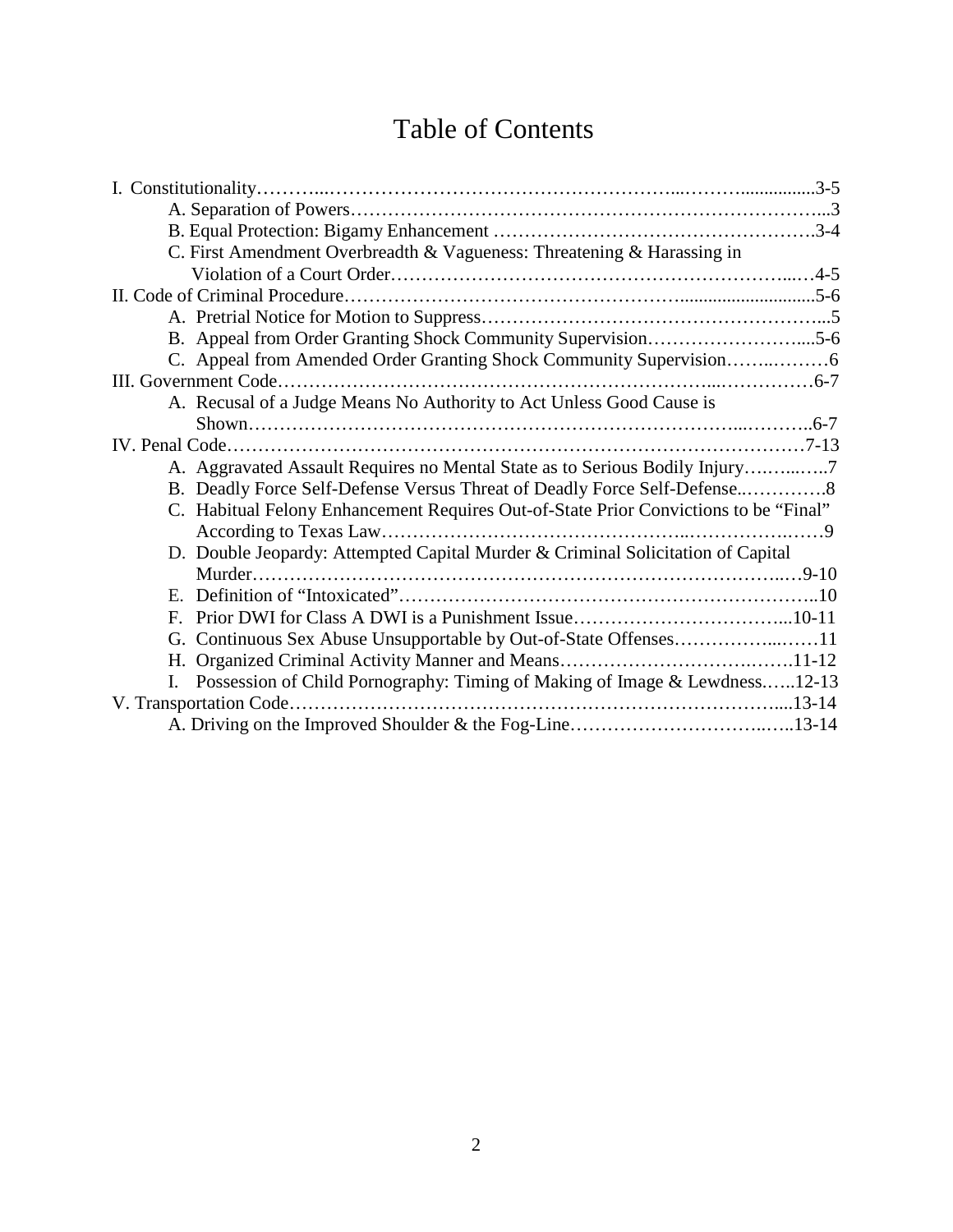# Table of Contents

- I. Constitutionality … 3-5
  - A. Separation of Powers … 3
  - B. Equal Protection: Bigamy Enhancement … 3-4
  - C. First Amendment Overbreadth & Vagueness: Threatening & Harassing in Violation of a Court Order … 4-5
- II. Code of Criminal Procedure … 5-6
  - A. Pretrial Notice for Motion to Suppress … 5
  - B. Appeal from Order Granting Shock Community Supervision … 5-6
  - C. Appeal from Amended Order Granting Shock Community Supervision … 6
- III. Government Code … 6-7
  - A. Recusal of a Judge Means No Authority to Act Unless Good Cause is Shown … 6-7
- IV. Penal Code … 7-13
  - A. Aggravated Assault Requires no Mental State as to Serious Bodily Injury … 7
  - B. Deadly Force Self-Defense Versus Threat of Deadly Force Self-Defense … 8
  - C. Habitual Felony Enhancement Requires Out-of-State Prior Convictions to be "Final" According to Texas Law … 9
  - D. Double Jeopardy: Attempted Capital Murder & Criminal Solicitation of Capital Murder … 9-10
  - E. Definition of "Intoxicated" … 10
  - F. Prior DWI for Class A DWI is a Punishment Issue … 10-11
  - G. Continuous Sex Abuse Unsupportable by Out-of-State Offenses … 11
  - H. Organized Criminal Activity Manner and Means … 11-12
  - I. Possession of Child Pornography: Timing of Making of Image & Lewdness … 12-13
- V. Transportation Code … 13-14
  - A. Driving on the Improved Shoulder & the Fog-Line … 13-14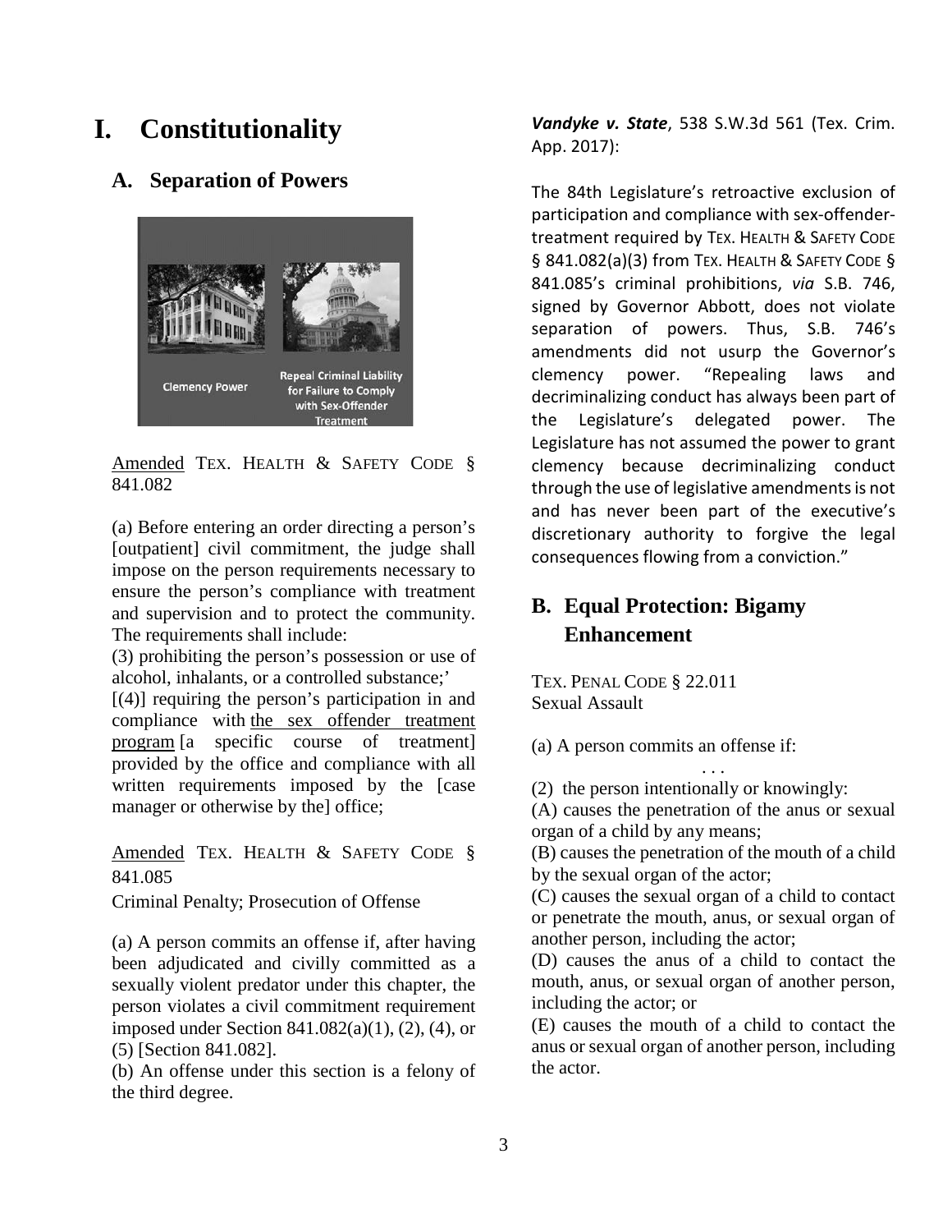# I. Constitutionality

## A. Separation of Powers

Clemency Power

Repeal Criminal Liability for Failure to Comply with Sex-Offender Treatment

Amended TEX. HEALTH & SAFETY CODE § 841.082

(a) Before entering an order directing a person's [outpatient] civil commitment, the judge shall impose on the person requirements necessary to ensure the person's compliance with treatment and supervision and to protect the community. The requirements shall include:

(3) prohibiting the person's possession or use of alcohol, inhalants, or a controlled substance;'

[(4)] requiring the person's participation in and compliance with the sex offender treatment program [a specific course of treatment] provided by the office and compliance with all written requirements imposed by the [case manager or otherwise by the] office;

Amended TEX. HEALTH & SAFETY CODE § 841.085

Criminal Penalty; Prosecution of Offense

(a) A person commits an offense if, after having been adjudicated and civilly committed as a sexually violent predator under this chapter, the person violates a civil commitment requirement imposed under Section 841.082(a)(1), (2), (4), or (5) [Section 841.082].

(b) An offense under this section is a felony of the third degree.

***Vandyke v. State***, 538 S.W.3d 561 (Tex. Crim. App. 2017):

The 84th Legislature's retroactive exclusion of participation and compliance with sex-offender-treatment required by TEX. HEALTH & SAFETY CODE § 841.082(a)(3) from TEX. HEALTH & SAFETY CODE § 841.085's criminal prohibitions, *via* S.B. 746, signed by Governor Abbott, does not violate separation of powers. Thus, S.B. 746's amendments did not usurp the Governor's clemency power. "Repealing laws and decriminalizing conduct has always been part of the Legislature's delegated power. The Legislature has not assumed the power to grant clemency because decriminalizing conduct through the use of legislative amendments is not and has never been part of the executive's discretionary authority to forgive the legal consequences flowing from a conviction."

## B. Equal Protection: Bigamy Enhancement

TEX. PENAL CODE § 22.011
Sexual Assault

(a) A person commits an offense if:

. . .

(2) the person intentionally or knowingly:

(A) causes the penetration of the anus or sexual organ of a child by any means;

(B) causes the penetration of the mouth of a child by the sexual organ of the actor;

(C) causes the sexual organ of a child to contact or penetrate the mouth, anus, or sexual organ of another person, including the actor;

(D) causes the anus of a child to contact the mouth, anus, or sexual organ of another person, including the actor; or

(E) causes the mouth of a child to contact the anus or sexual organ of another person, including the actor.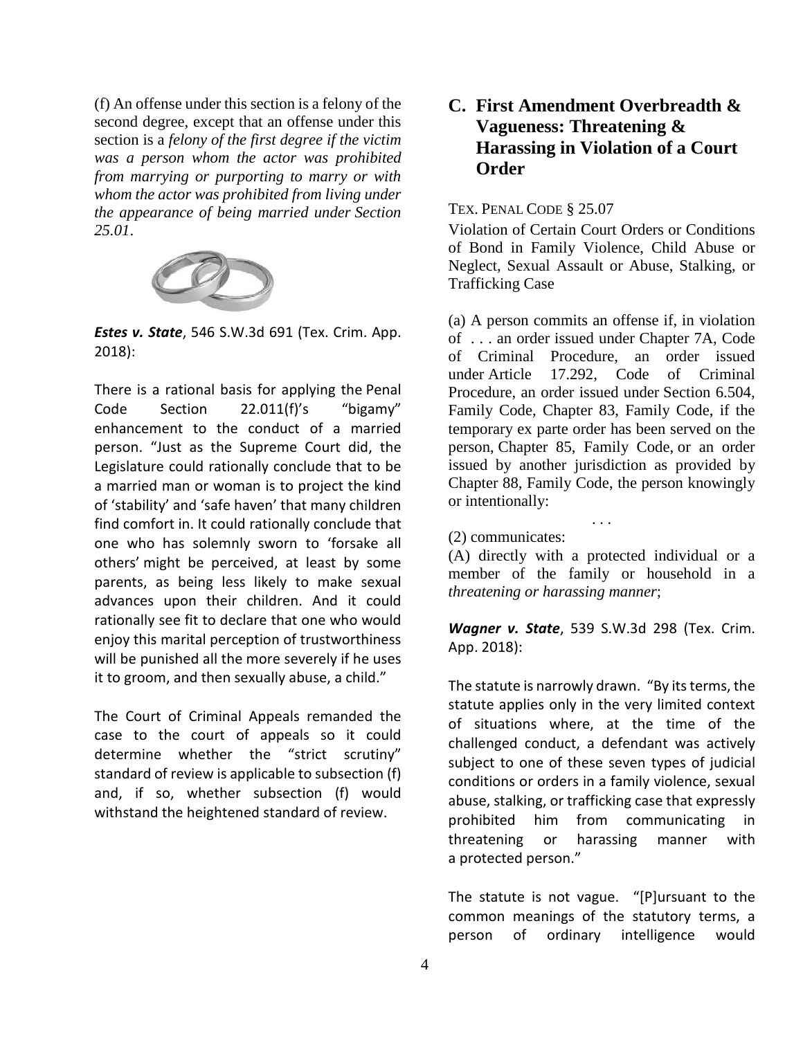(f) An offense under this section is a felony of the second degree, except that an offense under this section is a *felony of the first degree if the victim was a person whom the actor was prohibited from marrying or purporting to marry or with whom the actor was prohibited from living under the appearance of being married under Section 25.01*.

***Estes v. State***, 546 S.W.3d 691 (Tex. Crim. App. 2018):

There is a rational basis for applying the Penal Code Section 22.011(f)'s "bigamy" enhancement to the conduct of a married person. "Just as the Supreme Court did, the Legislature could rationally conclude that to be a married man or woman is to project the kind of 'stability' and 'safe haven' that many children find comfort in. It could rationally conclude that one who has solemnly sworn to 'forsake all others' might be perceived, at least by some parents, as being less likely to make sexual advances upon their children. And it could rationally see fit to declare that one who would enjoy this marital perception of trustworthiness will be punished all the more severely if he uses it to groom, and then sexually abuse, a child."

The Court of Criminal Appeals remanded the case to the court of appeals so it could determine whether the "strict scrutiny" standard of review is applicable to subsection (f) and, if so, whether subsection (f) would withstand the heightened standard of review.

## C. First Amendment Overbreadth & Vagueness: Threatening & Harassing in Violation of a Court Order

TEX. PENAL CODE § 25.07

Violation of Certain Court Orders or Conditions of Bond in Family Violence, Child Abuse or Neglect, Sexual Assault or Abuse, Stalking, or Trafficking Case

(a) A person commits an offense if, in violation of . . . an order issued under Chapter 7A, Code of Criminal Procedure, an order issued under Article 17.292, Code of Criminal Procedure, an order issued under Section 6.504, Family Code, Chapter 83, Family Code, if the temporary ex parte order has been served on the person, Chapter 85, Family Code, or an order issued by another jurisdiction as provided by Chapter 88, Family Code, the person knowingly or intentionally:

. . .

(2) communicates:

(A) directly with a protected individual or a member of the family or household in a *threatening or harassing manner*;

***Wagner v. State***, 539 S.W.3d 298 (Tex. Crim. App. 2018):

The statute is narrowly drawn. "By its terms, the statute applies only in the very limited context of situations where, at the time of the challenged conduct, a defendant was actively subject to one of these seven types of judicial conditions or orders in a family violence, sexual abuse, stalking, or trafficking case that expressly prohibited him from communicating in threatening or harassing manner with a protected person."

The statute is not vague. "[P]ursuant to the common meanings of the statutory terms, a person of ordinary intelligence would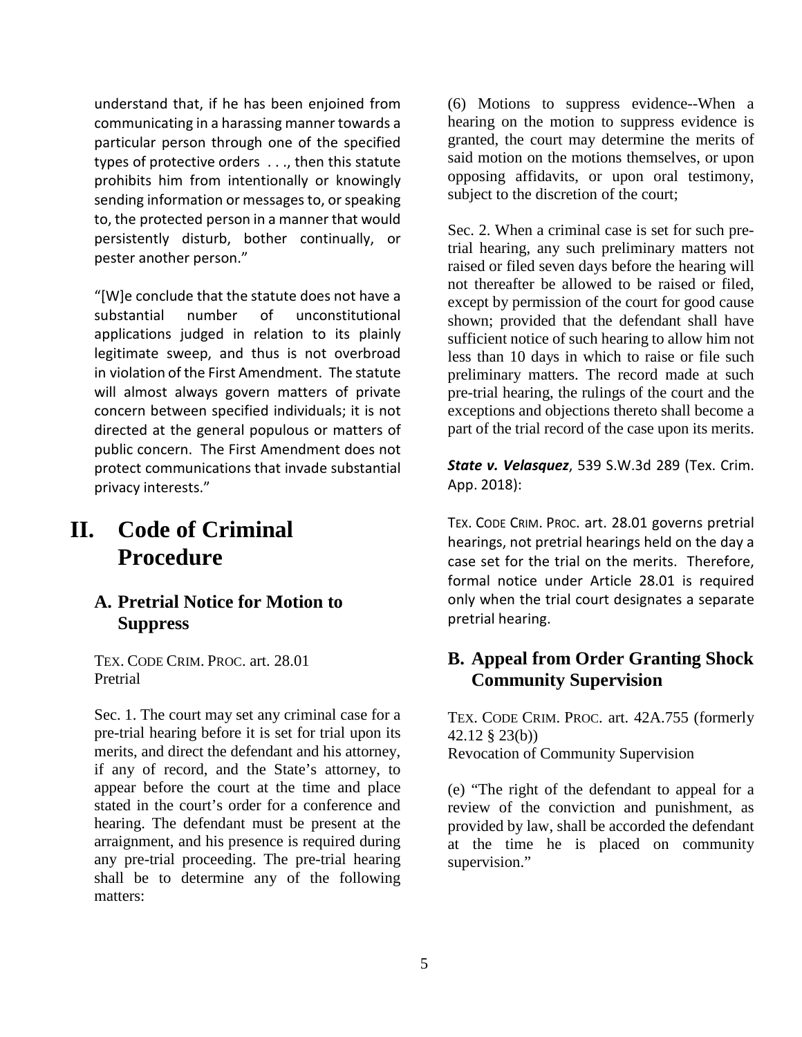understand that, if he has been enjoined from communicating in a harassing manner towards a particular person through one of the specified types of protective orders . . ., then this statute prohibits him from intentionally or knowingly sending information or messages to, or speaking to, the protected person in a manner that would persistently disturb, bother continually, or pester another person."

"[W]e conclude that the statute does not have a substantial number of unconstitutional applications judged in relation to its plainly legitimate sweep, and thus is not overbroad in violation of the First Amendment. The statute will almost always govern matters of private concern between specified individuals; it is not directed at the general populous or matters of public concern. The First Amendment does not protect communications that invade substantial privacy interests."

# II. Code of Criminal Procedure

## A. Pretrial Notice for Motion to Suppress

TEX. CODE CRIM. PROC. art. 28.01
Pretrial

Sec. 1. The court may set any criminal case for a pre-trial hearing before it is set for trial upon its merits, and direct the defendant and his attorney, if any of record, and the State's attorney, to appear before the court at the time and place stated in the court's order for a conference and hearing. The defendant must be present at the arraignment, and his presence is required during any pre-trial proceeding. The pre-trial hearing shall be to determine any of the following matters:

(6) Motions to suppress evidence--When a hearing on the motion to suppress evidence is granted, the court may determine the merits of said motion on the motions themselves, or upon opposing affidavits, or upon oral testimony, subject to the discretion of the court;

Sec. 2. When a criminal case is set for such pre-trial hearing, any such preliminary matters not raised or filed seven days before the hearing will not thereafter be allowed to be raised or filed, except by permission of the court for good cause shown; provided that the defendant shall have sufficient notice of such hearing to allow him not less than 10 days in which to raise or file such preliminary matters. The record made at such pre-trial hearing, the rulings of the court and the exceptions and objections thereto shall become a part of the trial record of the case upon its merits.

***State v. Velasquez***, 539 S.W.3d 289 (Tex. Crim. App. 2018):

TEX. CODE CRIM. PROC. art. 28.01 governs pretrial hearings, not pretrial hearings held on the day a case set for the trial on the merits. Therefore, formal notice under Article 28.01 is required only when the trial court designates a separate pretrial hearing.

## B. Appeal from Order Granting Shock Community Supervision

TEX. CODE CRIM. PROC. art. 42A.755 (formerly 42.12 § 23(b))
Revocation of Community Supervision

(e) "The right of the defendant to appeal for a review of the conviction and punishment, as provided by law, shall be accorded the defendant at the time he is placed on community supervision."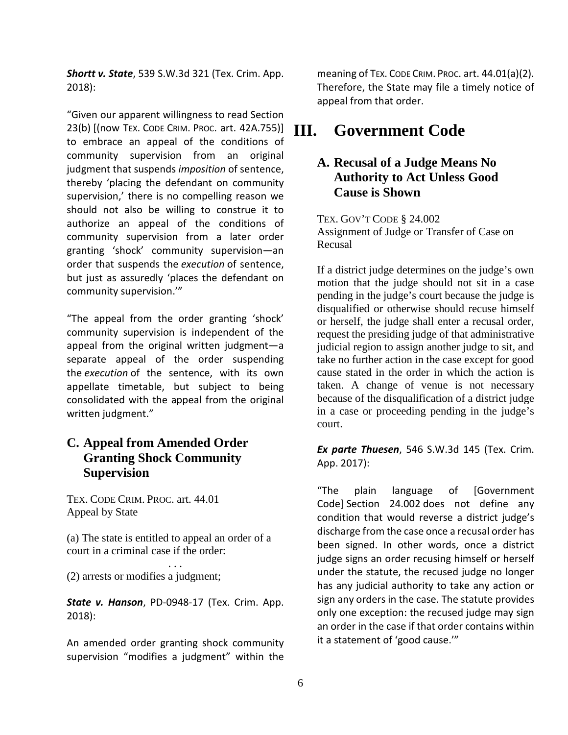***Shortt v. State***, 539 S.W.3d 321 (Tex. Crim. App. 2018):

"Given our apparent willingness to read Section 23(b) [(now TEX. CODE CRIM. PROC. art. 42A.755)] to embrace an appeal of the conditions of community supervision from an original judgment that suspends *imposition* of sentence, thereby 'placing the defendant on community supervision,' there is no compelling reason we should not also be willing to construe it to authorize an appeal of the conditions of community supervision from a later order granting 'shock' community supervision—an order that suspends the *execution* of sentence, but just as assuredly 'places the defendant on community supervision.'"

"The appeal from the order granting 'shock' community supervision is independent of the appeal from the original written judgment—a separate appeal of the order suspending the *execution* of the sentence, with its own appellate timetable, but subject to being consolidated with the appeal from the original written judgment."

### C. Appeal from Amended Order Granting Shock Community Supervision

TEX. CODE CRIM. PROC. art. 44.01
Appeal by State

(a) The state is entitled to appeal an order of a court in a criminal case if the order:

. . .

(2) arrests or modifies a judgment;

***State v. Hanson***, PD-0948-17 (Tex. Crim. App. 2018):

An amended order granting shock community supervision "modifies a judgment" within the meaning of TEX. CODE CRIM. PROC. art. 44.01(a)(2). Therefore, the State may file a timely notice of appeal from that order.

## III. Government Code

### A. Recusal of a Judge Means No Authority to Act Unless Good Cause is Shown

TEX. GOV'T CODE § 24.002
Assignment of Judge or Transfer of Case on Recusal

If a district judge determines on the judge's own motion that the judge should not sit in a case pending in the judge's court because the judge is disqualified or otherwise should recuse himself or herself, the judge shall enter a recusal order, request the presiding judge of that administrative judicial region to assign another judge to sit, and take no further action in the case except for good cause stated in the order in which the action is taken. A change of venue is not necessary because of the disqualification of a district judge in a case or proceeding pending in the judge's court.

***Ex parte Thuesen***, 546 S.W.3d 145 (Tex. Crim. App. 2017):

"The plain language of [Government Code] Section 24.002 does not define any condition that would reverse a district judge's discharge from the case once a recusal order has been signed. In other words, once a district judge signs an order recusing himself or herself under the statute, the recused judge no longer has any judicial authority to take any action or sign any orders in the case. The statute provides only one exception: the recused judge may sign an order in the case if that order contains within it a statement of 'good cause.'"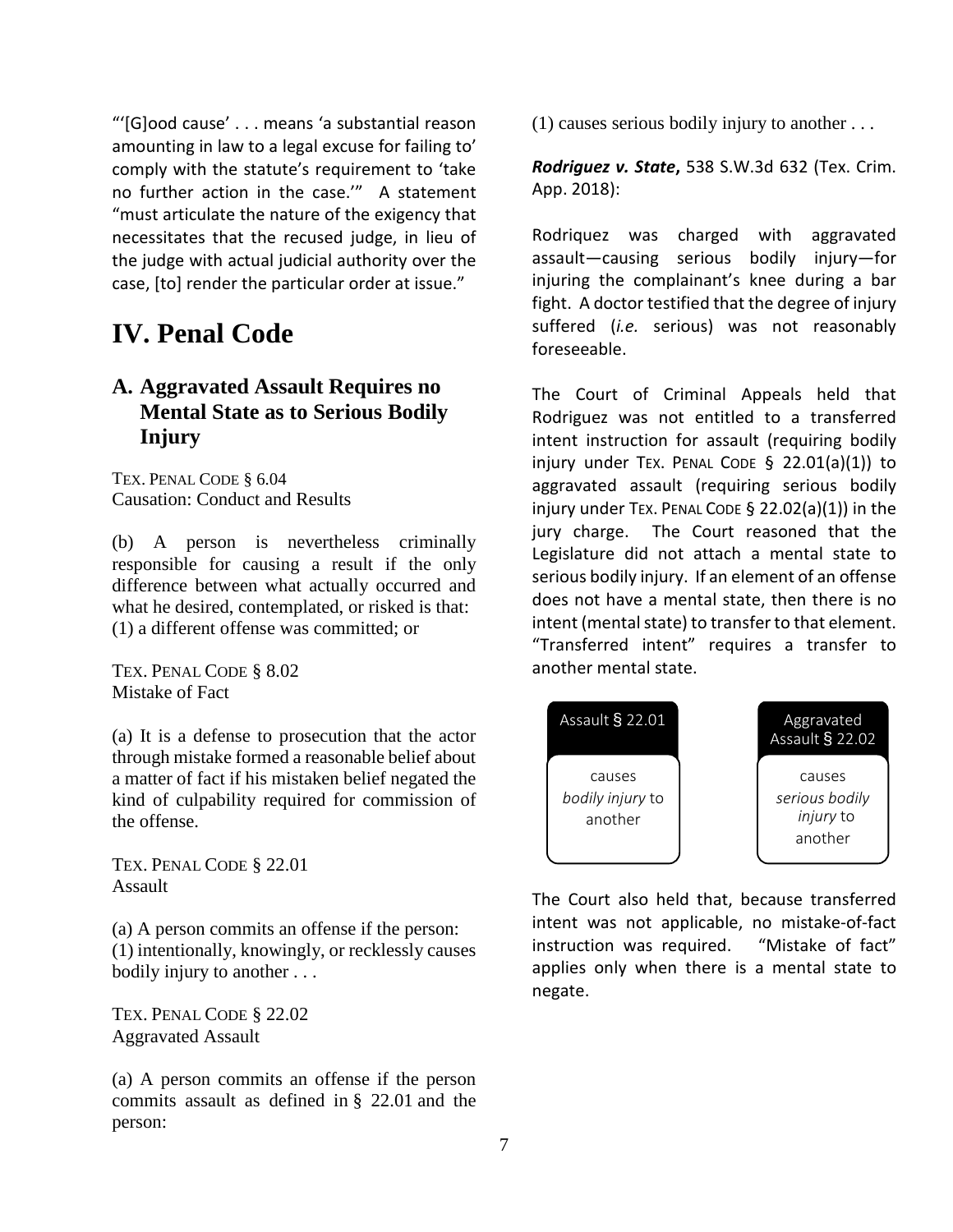"'[G]ood cause' . . . means 'a substantial reason amounting in law to a legal excuse for failing to' comply with the statute's requirement to 'take no further action in the case.'" A statement "must articulate the nature of the exigency that necessitates that the recused judge, in lieu of the judge with actual judicial authority over the case, [to] render the particular order at issue."

# IV. Penal Code

## A. Aggravated Assault Requires no Mental State as to Serious Bodily Injury

TEX. PENAL CODE § 6.04
Causation: Conduct and Results

(b) A person is nevertheless criminally responsible for causing a result if the only difference between what actually occurred and what he desired, contemplated, or risked is that:
(1) a different offense was committed; or

TEX. PENAL CODE § 8.02
Mistake of Fact

(a) It is a defense to prosecution that the actor through mistake formed a reasonable belief about a matter of fact if his mistaken belief negated the kind of culpability required for commission of the offense.

TEX. PENAL CODE § 22.01
Assault

(a) A person commits an offense if the person:
(1) intentionally, knowingly, or recklessly causes bodily injury to another . . .

TEX. PENAL CODE § 22.02
Aggravated Assault

(a) A person commits an offense if the person commits assault as defined in § 22.01 and the person:
(1) causes serious bodily injury to another . . .

***Rodriguez v. State*****,** 538 S.W.3d 632 (Tex. Crim. App. 2018):

Rodriquez was charged with aggravated assault—causing serious bodily injury—for injuring the complainant's knee during a bar fight. A doctor testified that the degree of injury suffered (*i.e.* serious) was not reasonably foreseeable.

The Court of Criminal Appeals held that Rodriguez was not entitled to a transferred intent instruction for assault (requiring bodily injury under TEX. PENAL CODE § 22.01(a)(1)) to aggravated assault (requiring serious bodily injury under TEX. PENAL CODE § 22.02(a)(1)) in the jury charge. The Court reasoned that the Legislature did not attach a mental state to serious bodily injury. If an element of an offense does not have a mental state, then there is no intent (mental state) to transfer to that element. "Transferred intent" requires a transfer to another mental state.

| Assault § 22.01 | Aggravated Assault § 22.02 |
|---|---|
| causes *bodily injury* to another | causes *serious bodily injury* to another |

The Court also held that, because transferred intent was not applicable, no mistake-of-fact instruction was required. "Mistake of fact" applies only when there is a mental state to negate.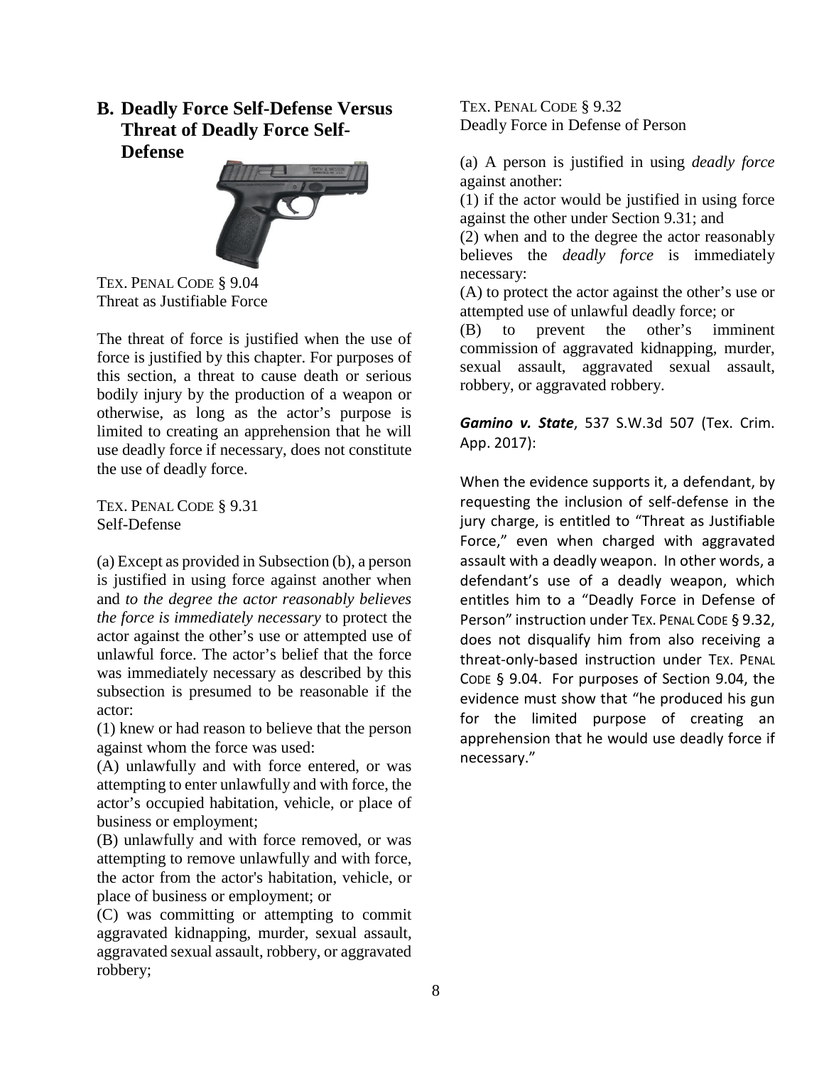## B. Deadly Force Self-Defense Versus Threat of Deadly Force Self-Defense

TEX. PENAL CODE § 9.04
Threat as Justifiable Force

The threat of force is justified when the use of force is justified by this chapter. For purposes of this section, a threat to cause death or serious bodily injury by the production of a weapon or otherwise, as long as the actor's purpose is limited to creating an apprehension that he will use deadly force if necessary, does not constitute the use of deadly force.

TEX. PENAL CODE § 9.31
Self-Defense

(a) Except as provided in Subsection (b), a person is justified in using force against another when and *to the degree the actor reasonably believes the force is immediately necessary* to protect the actor against the other's use or attempted use of unlawful force. The actor's belief that the force was immediately necessary as described by this subsection is presumed to be reasonable if the actor:

(1) knew or had reason to believe that the person against whom the force was used:

(A) unlawfully and with force entered, or was attempting to enter unlawfully and with force, the actor's occupied habitation, vehicle, or place of business or employment;

(B) unlawfully and with force removed, or was attempting to remove unlawfully and with force, the actor from the actor's habitation, vehicle, or place of business or employment; or

(C) was committing or attempting to commit aggravated kidnapping, murder, sexual assault, aggravated sexual assault, robbery, or aggravated robbery;

TEX. PENAL CODE § 9.32
Deadly Force in Defense of Person

(a) A person is justified in using *deadly force* against another:

(1) if the actor would be justified in using force against the other under Section 9.31; and

(2) when and to the degree the actor reasonably believes the *deadly force* is immediately necessary:

(A) to protect the actor against the other's use or attempted use of unlawful deadly force; or

(B) to prevent the other's imminent commission of aggravated kidnapping, murder, sexual assault, aggravated sexual assault, robbery, or aggravated robbery.

***Gamino v. State***, 537 S.W.3d 507 (Tex. Crim. App. 2017):

When the evidence supports it, a defendant, by requesting the inclusion of self-defense in the jury charge, is entitled to "Threat as Justifiable Force," even when charged with aggravated assault with a deadly weapon. In other words, a defendant's use of a deadly weapon, which entitles him to a "Deadly Force in Defense of Person" instruction under TEX. PENAL CODE § 9.32, does not disqualify him from also receiving a threat-only-based instruction under TEX. PENAL CODE § 9.04. For purposes of Section 9.04, the evidence must show that "he produced his gun for the limited purpose of creating an apprehension that he would use deadly force if necessary."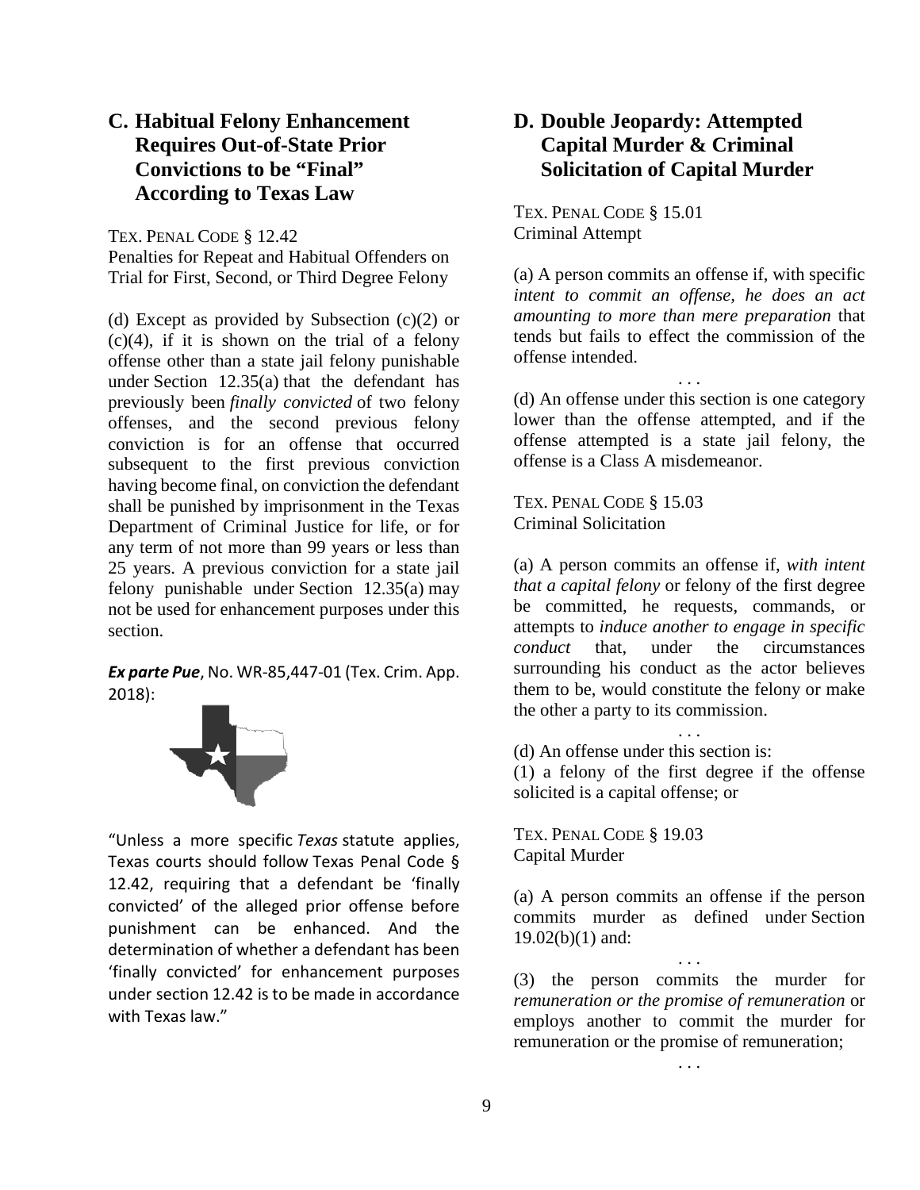## C. Habitual Felony Enhancement Requires Out-of-State Prior Convictions to be "Final" According to Texas Law

TEX. PENAL CODE § 12.42
Penalties for Repeat and Habitual Offenders on Trial for First, Second, or Third Degree Felony

(d) Except as provided by Subsection (c)(2) or (c)(4), if it is shown on the trial of a felony offense other than a state jail felony punishable under Section 12.35(a) that the defendant has previously been *finally convicted* of two felony offenses, and the second previous felony conviction is for an offense that occurred subsequent to the first previous conviction having become final, on conviction the defendant shall be punished by imprisonment in the Texas Department of Criminal Justice for life, or for any term of not more than 99 years or less than 25 years. A previous conviction for a state jail felony punishable under Section 12.35(a) may not be used for enhancement purposes under this section.

***Ex parte Pue***, No. WR-85,447-01 (Tex. Crim. App. 2018):

"Unless a more specific *Texas* statute applies, Texas courts should follow Texas Penal Code § 12.42, requiring that a defendant be 'finally convicted' of the alleged prior offense before punishment can be enhanced. And the determination of whether a defendant has been 'finally convicted' for enhancement purposes under section 12.42 is to be made in accordance with Texas law."

## D. Double Jeopardy: Attempted Capital Murder & Criminal Solicitation of Capital Murder

TEX. PENAL CODE § 15.01
Criminal Attempt

(a) A person commits an offense if, with specific *intent to commit an offense, he does an act amounting to more than mere preparation* that tends but fails to effect the commission of the offense intended.

. . .

(d) An offense under this section is one category lower than the offense attempted, and if the offense attempted is a state jail felony, the offense is a Class A misdemeanor.

TEX. PENAL CODE § 15.03
Criminal Solicitation

(a) A person commits an offense if, *with intent that a capital felony* or felony of the first degree be committed, he requests, commands, or attempts to *induce another to engage in specific conduct* that, under the circumstances surrounding his conduct as the actor believes them to be, would constitute the felony or make the other a party to its commission.

. . .

(d) An offense under this section is:
(1) a felony of the first degree if the offense solicited is a capital offense; or

TEX. PENAL CODE § 19.03
Capital Murder

(a) A person commits an offense if the person commits murder as defined under Section 19.02(b)(1) and:

. . .

(3) the person commits the murder for *remuneration or the promise of remuneration* or employs another to commit the murder for remuneration or the promise of remuneration;

. . .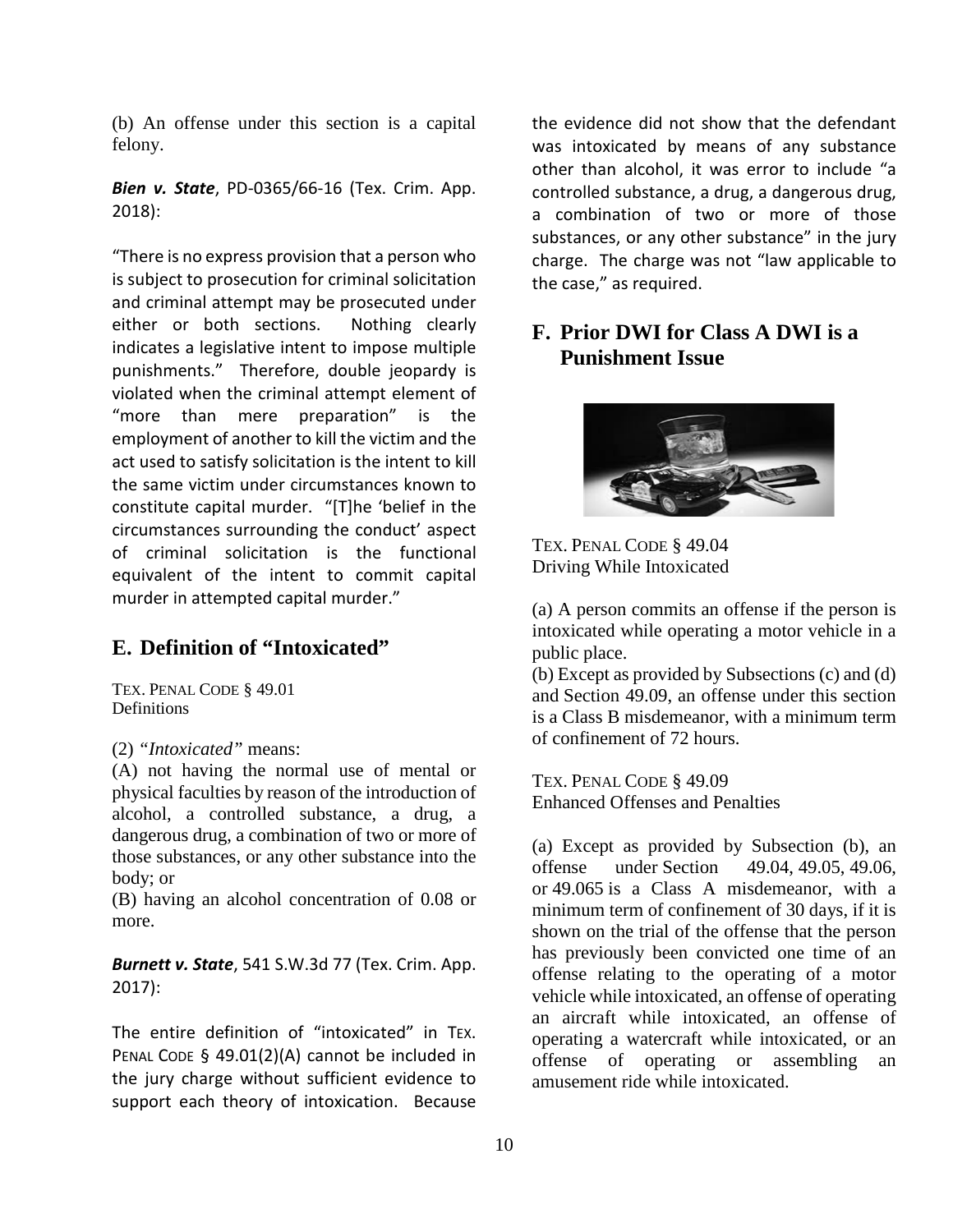(b) An offense under this section is a capital felony.

***Bien v. State***, PD-0365/66-16 (Tex. Crim. App. 2018):

"There is no express provision that a person who is subject to prosecution for criminal solicitation and criminal attempt may be prosecuted under either or both sections. Nothing clearly indicates a legislative intent to impose multiple punishments." Therefore, double jeopardy is violated when the criminal attempt element of "more than mere preparation" is the employment of another to kill the victim and the act used to satisfy solicitation is the intent to kill the same victim under circumstances known to constitute capital murder. "[T]he 'belief in the circumstances surrounding the conduct' aspect of criminal solicitation is the functional equivalent of the intent to commit capital murder in attempted capital murder."

## E. Definition of "Intoxicated"

TEX. PENAL CODE § 49.01
Definitions

(2) *"Intoxicated"* means:
(A) not having the normal use of mental or physical faculties by reason of the introduction of alcohol, a controlled substance, a drug, a dangerous drug, a combination of two or more of those substances, or any other substance into the body; or
(B) having an alcohol concentration of 0.08 or more.

***Burnett v. State***, 541 S.W.3d 77 (Tex. Crim. App. 2017):

The entire definition of "intoxicated" in TEX. PENAL CODE § 49.01(2)(A) cannot be included in the jury charge without sufficient evidence to support each theory of intoxication. Because the evidence did not show that the defendant was intoxicated by means of any substance other than alcohol, it was error to include "a controlled substance, a drug, a dangerous drug, a combination of two or more of those substances, or any other substance" in the jury charge. The charge was not "law applicable to the case," as required.

## F. Prior DWI for Class A DWI is a Punishment Issue

TEX. PENAL CODE § 49.04
Driving While Intoxicated

(a) A person commits an offense if the person is intoxicated while operating a motor vehicle in a public place.
(b) Except as provided by Subsections (c) and (d) and Section 49.09, an offense under this section is a Class B misdemeanor, with a minimum term of confinement of 72 hours.

TEX. PENAL CODE § 49.09
Enhanced Offenses and Penalties

(a) Except as provided by Subsection (b), an offense under Section 49.04, 49.05, 49.06, or 49.065 is a Class A misdemeanor, with a minimum term of confinement of 30 days, if it is shown on the trial of the offense that the person has previously been convicted one time of an offense relating to the operating of a motor vehicle while intoxicated, an offense of operating an aircraft while intoxicated, an offense of operating a watercraft while intoxicated, or an offense of operating or assembling an amusement ride while intoxicated.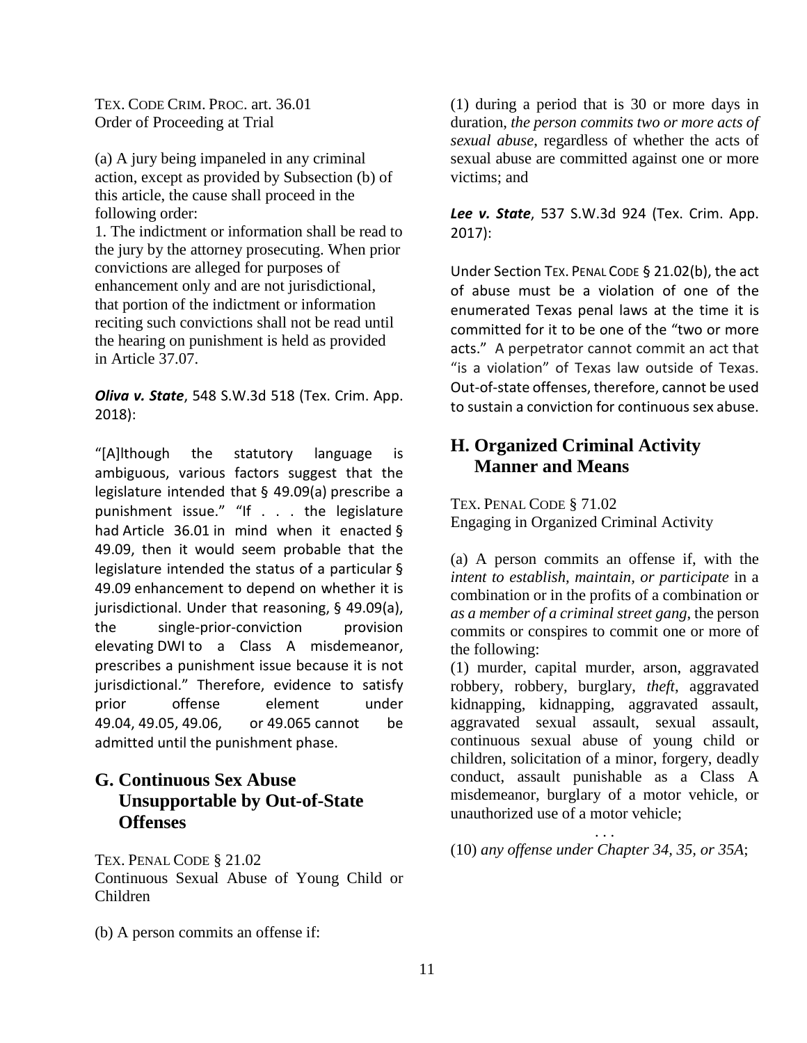TEX. CODE CRIM. PROC. art. 36.01
Order of Proceeding at Trial

(a) A jury being impaneled in any criminal action, except as provided by Subsection (b) of this article, the cause shall proceed in the following order:
1. The indictment or information shall be read to the jury by the attorney prosecuting. When prior convictions are alleged for purposes of enhancement only and are not jurisdictional, that portion of the indictment or information reciting such convictions shall not be read until the hearing on punishment is held as provided in Article 37.07.

***Oliva v. State***, 548 S.W.3d 518 (Tex. Crim. App. 2018):

"[A]lthough the statutory language is ambiguous, various factors suggest that the legislature intended that § 49.09(a) prescribe a punishment issue." "If . . . the legislature had Article 36.01 in mind when it enacted § 49.09, then it would seem probable that the legislature intended the status of a particular § 49.09 enhancement to depend on whether it is jurisdictional. Under that reasoning, § 49.09(a), the single-prior-conviction provision elevating DWI to a Class A misdemeanor, prescribes a punishment issue because it is not jurisdictional." Therefore, evidence to satisfy prior offense element under 49.04, 49.05, 49.06, or 49.065 cannot be admitted until the punishment phase.

## G. Continuous Sex Abuse Unsupportable by Out-of-State Offenses

TEX. PENAL CODE § 21.02
Continuous Sexual Abuse of Young Child or Children

(b) A person commits an offense if:

(1) during a period that is 30 or more days in duration, *the person commits two or more acts of sexual abuse*, regardless of whether the acts of sexual abuse are committed against one or more victims; and

***Lee v. State***, 537 S.W.3d 924 (Tex. Crim. App. 2017):

Under Section TEX. PENAL CODE § 21.02(b), the act of abuse must be a violation of one of the enumerated Texas penal laws at the time it is committed for it to be one of the "two or more acts." A perpetrator cannot commit an act that "is a violation" of Texas law outside of Texas. Out-of-state offenses, therefore, cannot be used to sustain a conviction for continuous sex abuse.

## H. Organized Criminal Activity Manner and Means

TEX. PENAL CODE § 71.02
Engaging in Organized Criminal Activity

(a) A person commits an offense if, with the *intent to establish, maintain, or participate* in a combination or in the profits of a combination or *as a member of a criminal street gang*, the person commits or conspires to commit one or more of the following:
(1) murder, capital murder, arson, aggravated robbery, robbery, burglary, *theft*, aggravated kidnapping, kidnapping, aggravated assault, aggravated sexual assault, sexual assault, continuous sexual abuse of young child or children, solicitation of a minor, forgery, deadly conduct, assault punishable as a Class A misdemeanor, burglary of a motor vehicle, or unauthorized use of a motor vehicle;

. . .

(10) *any offense under Chapter 34, 35, or 35A*;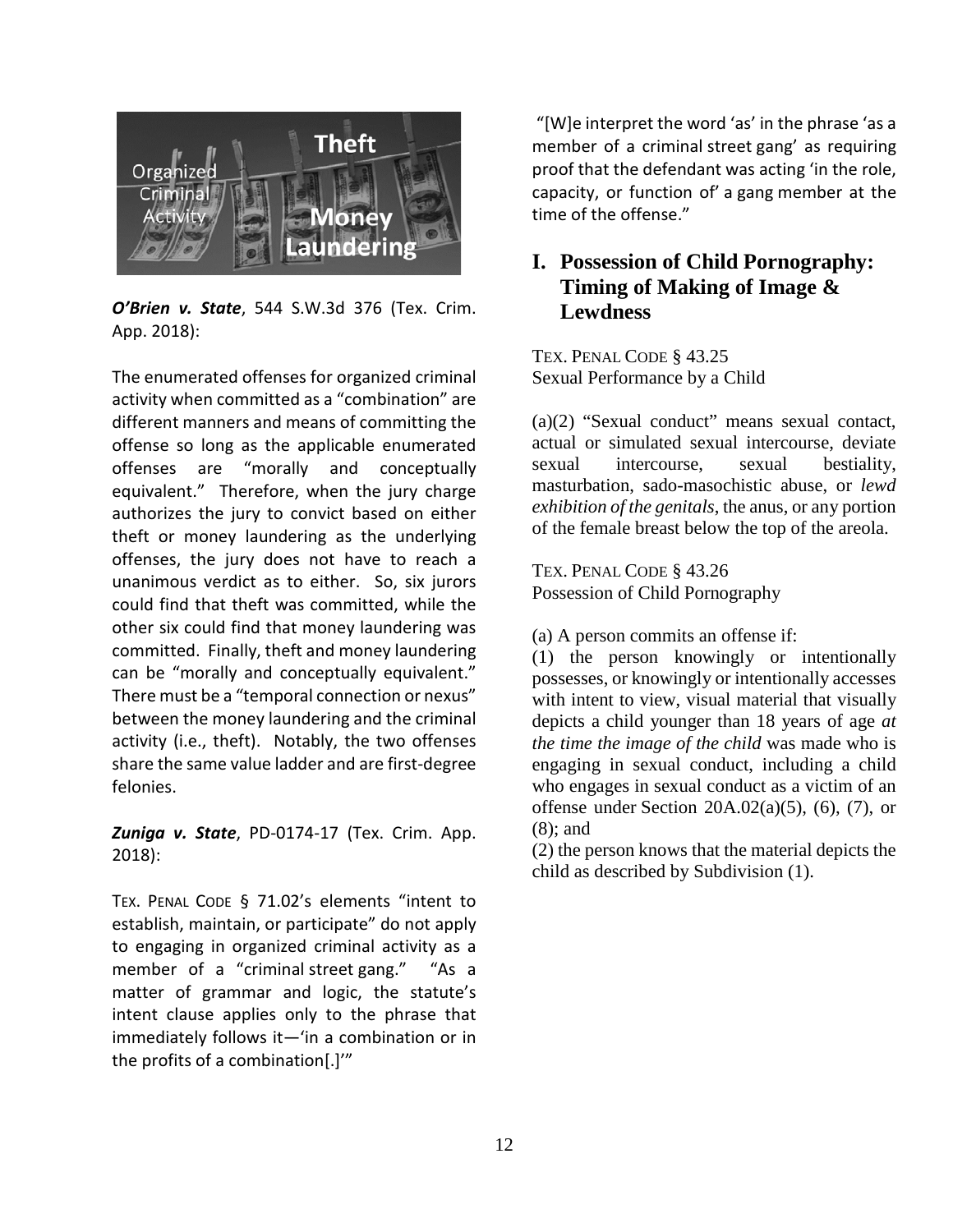***O'Brien v. State***, 544 S.W.3d 376 (Tex. Crim. App. 2018):

The enumerated offenses for organized criminal activity when committed as a "combination" are different manners and means of committing the offense so long as the applicable enumerated offenses are "morally and conceptually equivalent." Therefore, when the jury charge authorizes the jury to convict based on either theft or money laundering as the underlying offenses, the jury does not have to reach a unanimous verdict as to either. So, six jurors could find that theft was committed, while the other six could find that money laundering was committed. Finally, theft and money laundering can be "morally and conceptually equivalent." There must be a "temporal connection or nexus" between the money laundering and the criminal activity (i.e., theft). Notably, the two offenses share the same value ladder and are first-degree felonies.

***Zuniga v. State***, PD-0174-17 (Tex. Crim. App. 2018):

TEX. PENAL CODE § 71.02's elements "intent to establish, maintain, or participate" do not apply to engaging in organized criminal activity as a member of a "criminal street gang." "As a matter of grammar and logic, the statute's intent clause applies only to the phrase that immediately follows it—'in a combination or in the profits of a combination[.]'"

"[W]e interpret the word 'as' in the phrase 'as a member of a criminal street gang' as requiring proof that the defendant was acting 'in the role, capacity, or function of' a gang member at the time of the offense."

## I. Possession of Child Pornography: Timing of Making of Image & Lewdness

TEX. PENAL CODE § 43.25
Sexual Performance by a Child

(a)(2) "Sexual conduct" means sexual contact, actual or simulated sexual intercourse, deviate sexual intercourse, sexual bestiality, masturbation, sado-masochistic abuse, or *lewd exhibition of the genitals*, the anus, or any portion of the female breast below the top of the areola.

TEX. PENAL CODE § 43.26
Possession of Child Pornography

(a) A person commits an offense if:
(1) the person knowingly or intentionally possesses, or knowingly or intentionally accesses with intent to view, visual material that visually depicts a child younger than 18 years of age *at the time the image of the child* was made who is engaging in sexual conduct, including a child who engages in sexual conduct as a victim of an offense under Section 20A.02(a)(5), (6), (7), or (8); and
(2) the person knows that the material depicts the child as described by Subdivision (1).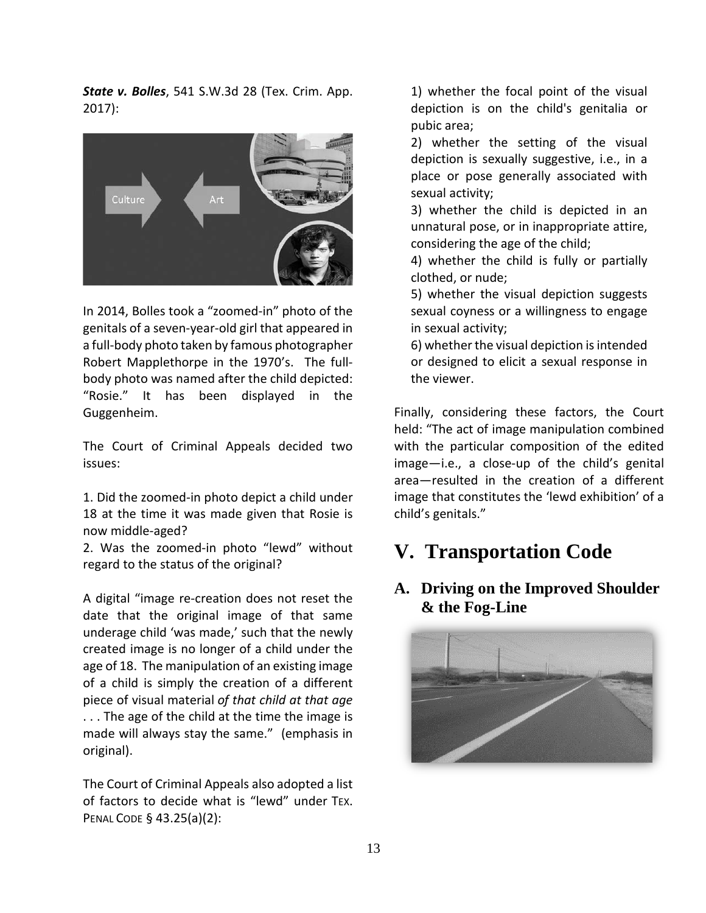***State v. Bolles***, 541 S.W.3d 28 (Tex. Crim. App. 2017):

In 2014, Bolles took a "zoomed-in" photo of the genitals of a seven-year-old girl that appeared in a full-body photo taken by famous photographer Robert Mapplethorpe in the 1970's. The full-body photo was named after the child depicted: "Rosie." It has been displayed in the Guggenheim.

The Court of Criminal Appeals decided two issues:

1. Did the zoomed-in photo depict a child under 18 at the time it was made given that Rosie is now middle-aged?
2. Was the zoomed-in photo "lewd" without regard to the status of the original?

A digital "image re-creation does not reset the date that the original image of that same underage child 'was made,' such that the newly created image is no longer of a child under the age of 18. The manipulation of an existing image of a child is simply the creation of a different piece of visual material *of that child at that age* . . . The age of the child at the time the image is made will always stay the same." (emphasis in original).

The Court of Criminal Appeals also adopted a list of factors to decide what is "lewd" under TEX. PENAL CODE § 43.25(a)(2):

1) whether the focal point of the visual depiction is on the child's genitalia or pubic area;
2) whether the setting of the visual depiction is sexually suggestive, i.e., in a place or pose generally associated with sexual activity;
3) whether the child is depicted in an unnatural pose, or in inappropriate attire, considering the age of the child;
4) whether the child is fully or partially clothed, or nude;
5) whether the visual depiction suggests sexual coyness or a willingness to engage in sexual activity;
6) whether the visual depiction is intended or designed to elicit a sexual response in the viewer.

Finally, considering these factors, the Court held: "The act of image manipulation combined with the particular composition of the edited image—i.e., a close-up of the child's genital area—resulted in the creation of a different image that constitutes the 'lewd exhibition' of a child's genitals."

# V. Transportation Code

## A. Driving on the Improved Shoulder & the Fog-Line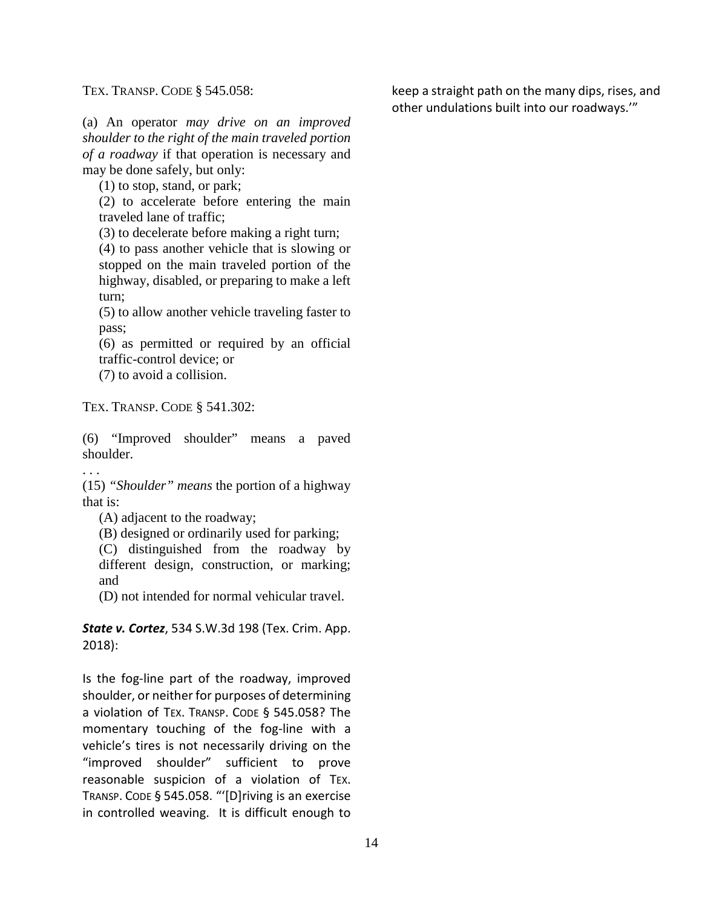TEX. TRANSP. CODE § 545.058:

(a) An operator *may drive on an improved shoulder to the right of the main traveled portion of a roadway* if that operation is necessary and may be done safely, but only:

(1) to stop, stand, or park;

(2) to accelerate before entering the main traveled lane of traffic;

(3) to decelerate before making a right turn;

(4) to pass another vehicle that is slowing or stopped on the main traveled portion of the highway, disabled, or preparing to make a left turn;

(5) to allow another vehicle traveling faster to pass;

(6) as permitted or required by an official traffic-control device; or

(7) to avoid a collision.

TEX. TRANSP. CODE § 541.302:

(6) "Improved shoulder" means a paved shoulder.

. . .

(15) *"Shoulder" means* the portion of a highway that is:

(A) adjacent to the roadway;

(B) designed or ordinarily used for parking;

(C) distinguished from the roadway by different design, construction, or marking; and

(D) not intended for normal vehicular travel.

***State v. Cortez***, 534 S.W.3d 198 (Tex. Crim. App. 2018):

Is the fog-line part of the roadway, improved shoulder, or neither for purposes of determining a violation of TEX. TRANSP. CODE § 545.058? The momentary touching of the fog-line with a vehicle's tires is not necessarily driving on the "improved shoulder" sufficient to prove reasonable suspicion of a violation of TEX. TRANSP. CODE § 545.058. "'[D]riving is an exercise in controlled weaving. It is difficult enough to keep a straight path on the many dips, rises, and other undulations built into our roadways.'"